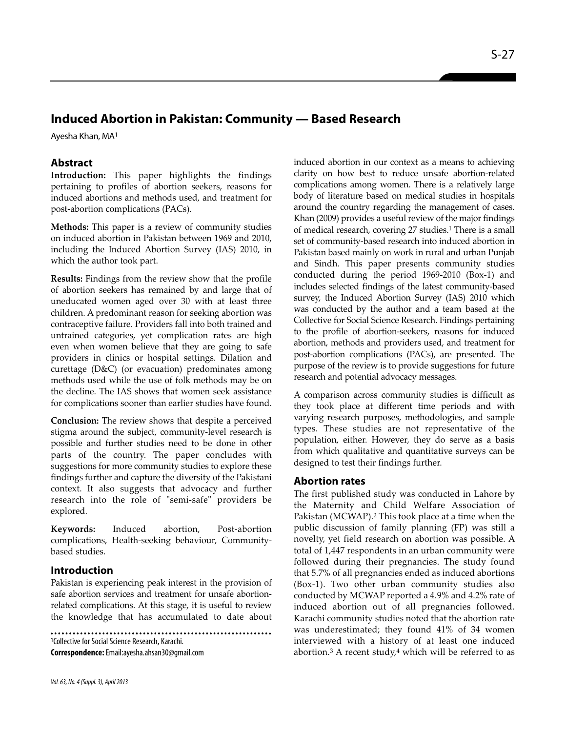# Induced Abortion in Pakistan: Community — Based Research

Ayesha Khan, MA[1]

## Abstract

**Introduction:** This paper highlights the findings pertaining to profiles of abortion seekers, reasons for induced abortions and methods used, and treatment for post-abortion complications (PACs).

**Methods:** This paper is a review of community studies on induced abortion in Pakistan between 1969 and 2010, including the Induced Abortion Survey (IAS) 2010, in which the author took part.

**Results:** Findings from the review show that the profile of abortion seekers has remained by and large that of uneducated women aged over 30 with at least three children. A predominant reason for seeking abortion was contraceptive failure. Providers fall into both trained and untrained categories, yet complication rates are high even when women believe that they are going to safe providers in clinics or hospital settings. Dilation and curettage (D&C) (or evacuation) predominates among methods used while the use of folk methods may be on the decline. The IAS shows that women seek assistance for complications sooner than earlier studies have found.

**Conclusion:** The review shows that despite a perceived stigma around the subject, community-level research is possible and further studies need to be done in other parts of the country. The paper concludes with suggestions for more community studies to explore these findings further and capture the diversity of the Pakistani context. It also suggests that advocacy and further research into the role of "semi-safe" providers be explored.

**Keywords:** Induced abortion, Post-abortion complications, Health-seeking behaviour, Community-based studies.

## Introduction

Pakistan is experiencing peak interest in the provision of safe abortion services and treatment for unsafe abortion-related complications. At this stage, it is useful to review the knowledge that has accumulated to date about induced abortion in our context as a means to achieving clarity on how best to reduce unsafe abortion-related complications among women. There is a relatively large body of literature based on medical studies in hospitals around the country regarding the management of cases. Khan (2009) provides a useful review of the major findings of medical research, covering 27 studies.[1] There is a small set of community-based research into induced abortion in Pakistan based mainly on work in rural and urban Punjab and Sindh. This paper presents community studies conducted during the period 1969-2010 (Box-1) and includes selected findings of the latest community-based survey, the Induced Abortion Survey (IAS) 2010 which was conducted by the author and a team based at the Collective for Social Science Research. Findings pertaining to the profile of abortion-seekers, reasons for induced abortion, methods and providers used, and treatment for post-abortion complications (PACs), are presented. The purpose of the review is to provide suggestions for future research and potential advocacy messages.

A comparison across community studies is difficult as they took place at different time periods and with varying research purposes, methodologies, and sample types. These studies are not representative of the population, either. However, they do serve as a basis from which qualitative and quantitative surveys can be designed to test their findings further.

## Abortion rates

The first published study was conducted in Lahore by the Maternity and Child Welfare Association of Pakistan (MCWAP).[2] This took place at a time when the public discussion of family planning (FP) was still a novelty, yet field research on abortion was possible. A total of 1,447 respondents in an urban community were followed during their pregnancies. The study found that 5.7% of all pregnancies ended as induced abortions (Box-1). Two other urban community studies also conducted by MCWAP reported a 4.9% and 4.2% rate of induced abortion out of all pregnancies followed. Karachi community studies noted that the abortion rate was underestimated; they found 41% of 34 women interviewed with a history of at least one induced abortion.[3] A recent study,[4] which will be referred to as

---

[1]Collective for Social Science Research, Karachi.

**Correspondence:** Email:ayesha.ahsan30@gmail.com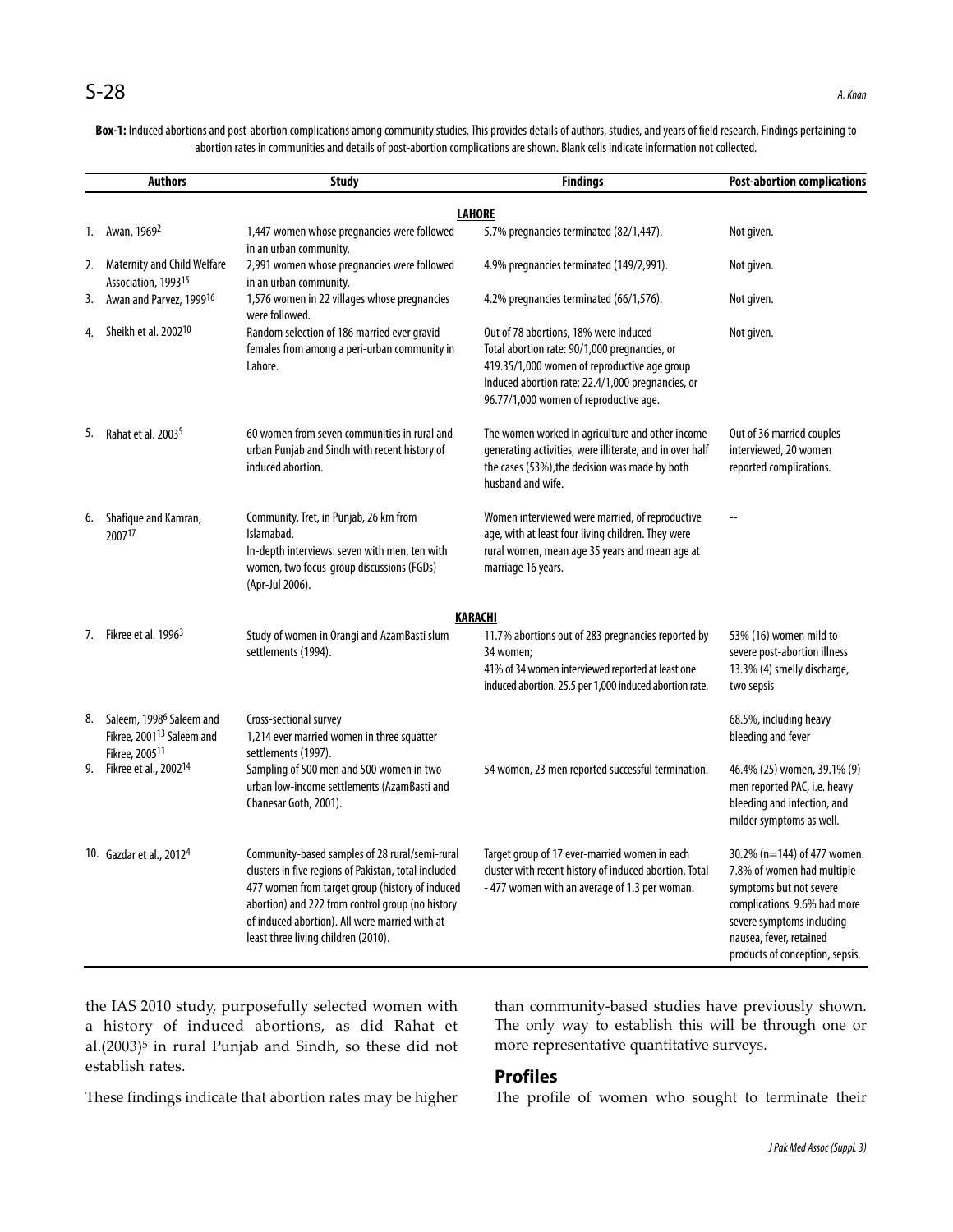**Box-1:** Induced abortions and post-abortion complications among community studies. This provides details of authors, studies, and years of field research. Findings pertaining to abortion rates in communities and details of post-abortion complications are shown. Blank cells indicate information not collected.

| | Authors | Study | Findings | Post-abortion complications |
|---|---|---|---|---|
| | | | **LAHORE** | |
| 1. | Awan, 1969[2] | 1,447 women whose pregnancies were followed in an urban community. | 5.7% pregnancies terminated (82/1,447). | Not given. |
| 2. | Maternity and Child Welfare Association, 1993[15] | 2,991 women whose pregnancies were followed in an urban community. | 4.9% pregnancies terminated (149/2,991). | Not given. |
| 3. | Awan and Parvez, 1999[16] | 1,576 women in 22 villages whose pregnancies were followed. | 4.2% pregnancies terminated (66/1,576). | Not given. |
| 4. | Sheikh et al. 2002[10] | Random selection of 186 married ever gravid females from among a peri-urban community in Lahore. | Out of 78 abortions, 18% were induced Total abortion rate: 90/1,000 pregnancies, or 419.35/1,000 women of reproductive age group Induced abortion rate: 22.4/1,000 pregnancies, or 96.77/1,000 women of reproductive age. | Not given. |
| 5. | Rahat et al. 2003[5] | 60 women from seven communities in rural and urban Punjab and Sindh with recent history of induced abortion. | The women worked in agriculture and other income generating activities, were illiterate, and in over half the cases (53%),the decision was made by both husband and wife. | Out of 36 married couples interviewed, 20 women reported complications. |
| 6. | Shafique and Kamran, 2007[17] | Community, Tret, in Punjab, 26 km from Islamabad. In-depth interviews: seven with men, ten with women, two focus-group discussions (FGDs) (Apr-Jul 2006). | Women interviewed were married, of reproductive age, with at least four living children. They were rural women, mean age 35 years and mean age at marriage 16 years. | -- |
| | | | **KARACHI** | |
| 7. | Fikree et al. 1996[3] | Study of women in Orangi and AzamBasti slum settlements (1994). | 11.7% abortions out of 283 pregnancies reported by 34 women; 41% of 34 women interviewed reported at least one induced abortion. 25.5 per 1,000 induced abortion rate. | 53% (16) women mild to severe post-abortion illness 13.3% (4) smelly discharge, two sepsis |
| 8. | Saleem, 1998[6] Saleem and Fikree, 2001[13] Saleem and Fikree, 2005[11] | Cross-sectional survey 1,214 ever married women in three squatter settlements (1997). | | 68.5%, including heavy bleeding and fever |
| 9. | Fikree et al., 2002[14] | Sampling of 500 men and 500 women in two urban low-income settlements (AzamBasti and Chanesar Goth, 2001). | 54 women, 23 men reported successful termination. | 46.4% (25) women, 39.1% (9) men reported PAC, i.e. heavy bleeding and infection, and milder symptoms as well. |
| 10. | Gazdar et al., 2012[4] | Community-based samples of 28 rural/semi-rural clusters in five regions of Pakistan, total included 477 women from target group (history of induced abortion) and 222 from control group (no history of induced abortion). All were married with at least three living children (2010). | Target group of 17 ever-married women in each cluster with recent history of induced abortion. Total - 477 women with an average of 1.3 per woman. | 30.2% (n=144) of 477 women. 7.8% of women had multiple symptoms but not severe complications. 9.6% had more severe symptoms including nausea, fever, retained products of conception, sepsis. |

the IAS 2010 study, purposefully selected women with a history of induced abortions, as did Rahat et al.(2003)[5] in rural Punjab and Sindh, so these did not establish rates.

These findings indicate that abortion rates may be higher than community-based studies have previously shown. The only way to establish this will be through one or more representative quantitative surveys.

## Profiles

The profile of women who sought to terminate their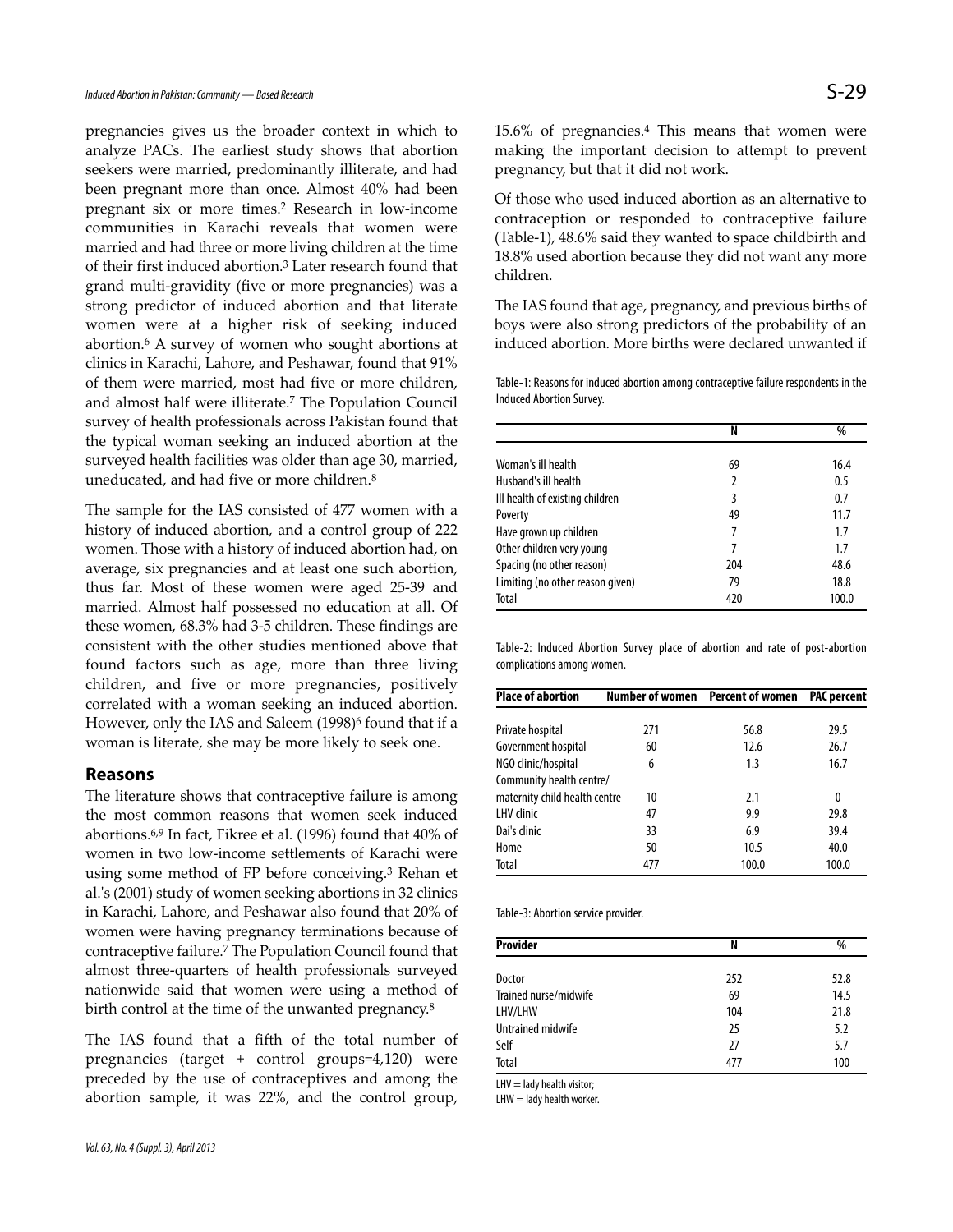pregnancies gives us the broader context in which to analyze PACs. The earliest study shows that abortion seekers were married, predominantly illiterate, and had been pregnant more than once. Almost 40% had been pregnant six or more times.[2] Research in low-income communities in Karachi reveals that women were married and had three or more living children at the time of their first induced abortion.[3] Later research found that grand multi-gravidity (five or more pregnancies) was a strong predictor of induced abortion and that literate women were at a higher risk of seeking induced abortion.[6] A survey of women who sought abortions at clinics in Karachi, Lahore, and Peshawar, found that 91% of them were married, most had five or more children, and almost half were illiterate.[7] The Population Council survey of health professionals across Pakistan found that the typical woman seeking an induced abortion at the surveyed health facilities was older than age 30, married, uneducated, and had five or more children.[8]

The sample for the IAS consisted of 477 women with a history of induced abortion, and a control group of 222 women. Those with a history of induced abortion had, on average, six pregnancies and at least one such abortion, thus far. Most of these women were aged 25-39 and married. Almost half possessed no education at all. Of these women, 68.3% had 3-5 children. These findings are consistent with the other studies mentioned above that found factors such as age, more than three living children, and five or more pregnancies, positively correlated with a woman seeking an induced abortion. However, only the IAS and Saleem (1998)[6] found that if a woman is literate, she may be more likely to seek one.

## Reasons

The literature shows that contraceptive failure is among the most common reasons that women seek induced abortions.[6,9] In fact, Fikree et al. (1996) found that 40% of women in two low-income settlements of Karachi were using some method of FP before conceiving.[3] Rehan et al.'s (2001) study of women seeking abortions in 32 clinics in Karachi, Lahore, and Peshawar also found that 20% of women were having pregnancy terminations because of contraceptive failure.[7] The Population Council found that almost three-quarters of health professionals surveyed nationwide said that women were using a method of birth control at the time of the unwanted pregnancy.[8]

The IAS found that a fifth of the total number of pregnancies (target + control groups=4,120) were preceded by the use of contraceptives and among the abortion sample, it was 22%, and the control group, 15.6% of pregnancies.[4] This means that women were making the important decision to attempt to prevent pregnancy, but that it did not work.

Of those who used induced abortion as an alternative to contraception or responded to contraceptive failure (Table-1), 48.6% said they wanted to space childbirth and 18.8% used abortion because they did not want any more children.

The IAS found that age, pregnancy, and previous births of boys were also strong predictors of the probability of an induced abortion. More births were declared unwanted if

Table-1: Reasons for induced abortion among contraceptive failure respondents in the Induced Abortion Survey.

| | N | % |
|---|---|---|
| Woman's ill health | 69 | 16.4 |
| Husband's ill health | 2 | 0.5 |
| Ill health of existing children | 3 | 0.7 |
| Poverty | 49 | 11.7 |
| Have grown up children | 7 | 1.7 |
| Other children very young | 7 | 1.7 |
| Spacing (no other reason) | 204 | 48.6 |
| Limiting (no other reason given) | 79 | 18.8 |
| Total | 420 | 100.0 |

Table-2: Induced Abortion Survey place of abortion and rate of post-abortion complications among women.

| Place of abortion | Number of women | Percent of women | PAC percent |
|---|---|---|---|
| Private hospital | 271 | 56.8 | 29.5 |
| Government hospital | 60 | 12.6 | 26.7 |
| NGO clinic/hospital | 6 | 1.3 | 16.7 |
| Community health centre/ maternity child health centre | 10 | 2.1 | 0 |
| LHV clinic | 47 | 9.9 | 29.8 |
| Dai's clinic | 33 | 6.9 | 39.4 |
| Home | 50 | 10.5 | 40.0 |
| Total | 477 | 100.0 | 100.0 |

Table-3: Abortion service provider.

| Provider | N | % |
|---|---|---|
| Doctor | 252 | 52.8 |
| Trained nurse/midwife | 69 | 14.5 |
| LHV/LHW | 104 | 21.8 |
| Untrained midwife | 25 | 5.2 |
| Self | 27 | 5.7 |
| Total | 477 | 100 |

LHV = lady health visitor;
LHW = lady health worker.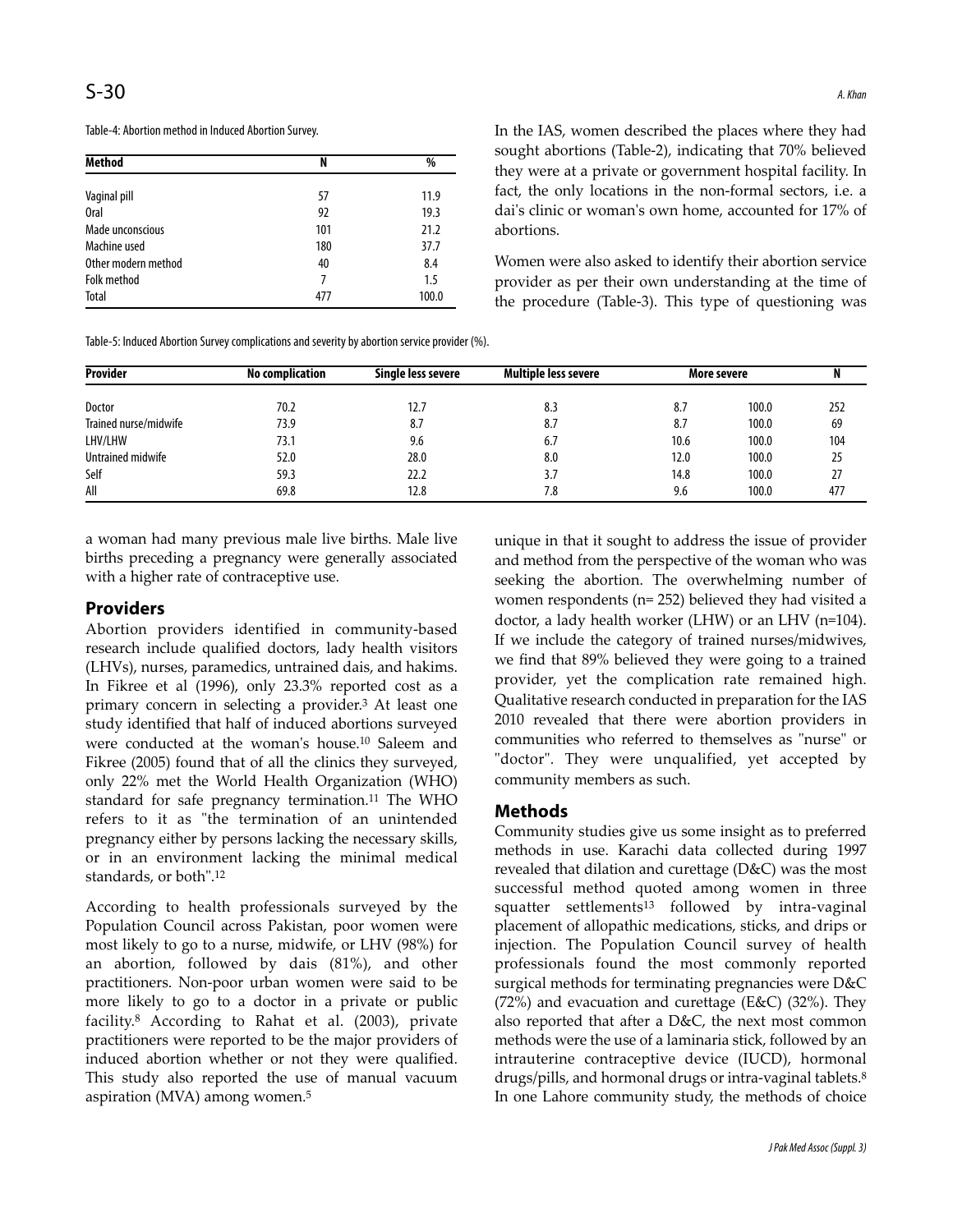Table-4: Abortion method in Induced Abortion Survey.

| Method | N | % |
|---|---|---|
| Vaginal pill | 57 | 11.9 |
| Oral | 92 | 19.3 |
| Made unconscious | 101 | 21.2 |
| Machine used | 180 | 37.7 |
| Other modern method | 40 | 8.4 |
| Folk method | 7 | 1.5 |
| Total | 477 | 100.0 |

In the IAS, women described the places where they had sought abortions (Table-2), indicating that 70% believed they were at a private or government hospital facility. In fact, the only locations in the non-formal sectors, i.e. a dai's clinic or woman's own home, accounted for 17% of abortions.

Women were also asked to identify their abortion service provider as per their own understanding at the time of the procedure (Table-3). This type of questioning was

Table-5: Induced Abortion Survey complications and severity by abortion service provider (%).

| Provider | No complication | Single less severe | Multiple less severe | More severe | | N |
|---|---|---|---|---|---|---|
| Doctor | 70.2 | 12.7 | 8.3 | 8.7 | 100.0 | 252 |
| Trained nurse/midwife | 73.9 | 8.7 | 8.7 | 8.7 | 100.0 | 69 |
| LHV/LHW | 73.1 | 9.6 | 6.7 | 10.6 | 100.0 | 104 |
| Untrained midwife | 52.0 | 28.0 | 8.0 | 12.0 | 100.0 | 25 |
| Self | 59.3 | 22.2 | 3.7 | 14.8 | 100.0 | 27 |
| All | 69.8 | 12.8 | 7.8 | 9.6 | 100.0 | 477 |

a woman had many previous male live births. Male live births preceding a pregnancy were generally associated with a higher rate of contraceptive use.

## Providers

Abortion providers identified in community-based research include qualified doctors, lady health visitors (LHVs), nurses, paramedics, untrained dais, and hakims. In Fikree et al (1996), only 23.3% reported cost as a primary concern in selecting a provider.[3] At least one study identified that half of induced abortions surveyed were conducted at the woman's house.[10] Saleem and Fikree (2005) found that of all the clinics they surveyed, only 22% met the World Health Organization (WHO) standard for safe pregnancy termination.[11] The WHO refers to it as "the termination of an unintended pregnancy either by persons lacking the necessary skills, or in an environment lacking the minimal medical standards, or both".[12]

According to health professionals surveyed by the Population Council across Pakistan, poor women were most likely to go to a nurse, midwife, or LHV (98%) for an abortion, followed by dais (81%), and other practitioners. Non-poor urban women were said to be more likely to go to a doctor in a private or public facility.[8] According to Rahat et al. (2003), private practitioners were reported to be the major providers of induced abortion whether or not they were qualified. This study also reported the use of manual vacuum aspiration (MVA) among women.[5]

unique in that it sought to address the issue of provider and method from the perspective of the woman who was seeking the abortion. The overwhelming number of women respondents (n= 252) believed they had visited a doctor, a lady health worker (LHW) or an LHV (n=104). If we include the category of trained nurses/midwives, we find that 89% believed they were going to a trained provider, yet the complication rate remained high. Qualitative research conducted in preparation for the IAS 2010 revealed that there were abortion providers in communities who referred to themselves as "nurse" or "doctor". They were unqualified, yet accepted by community members as such.

## Methods

Community studies give us some insight as to preferred methods in use. Karachi data collected during 1997 revealed that dilation and curettage (D&C) was the most successful method quoted among women in three squatter settlements[13] followed by intra-vaginal placement of allopathic medications, sticks, and drips or injection. The Population Council survey of health professionals found the most commonly reported surgical methods for terminating pregnancies were D&C (72%) and evacuation and curettage (E&C) (32%). They also reported that after a D&C, the next most common methods were the use of a laminaria stick, followed by an intrauterine contraceptive device (IUCD), hormonal drugs/pills, and hormonal drugs or intra-vaginal tablets.[8] In one Lahore community study, the methods of choice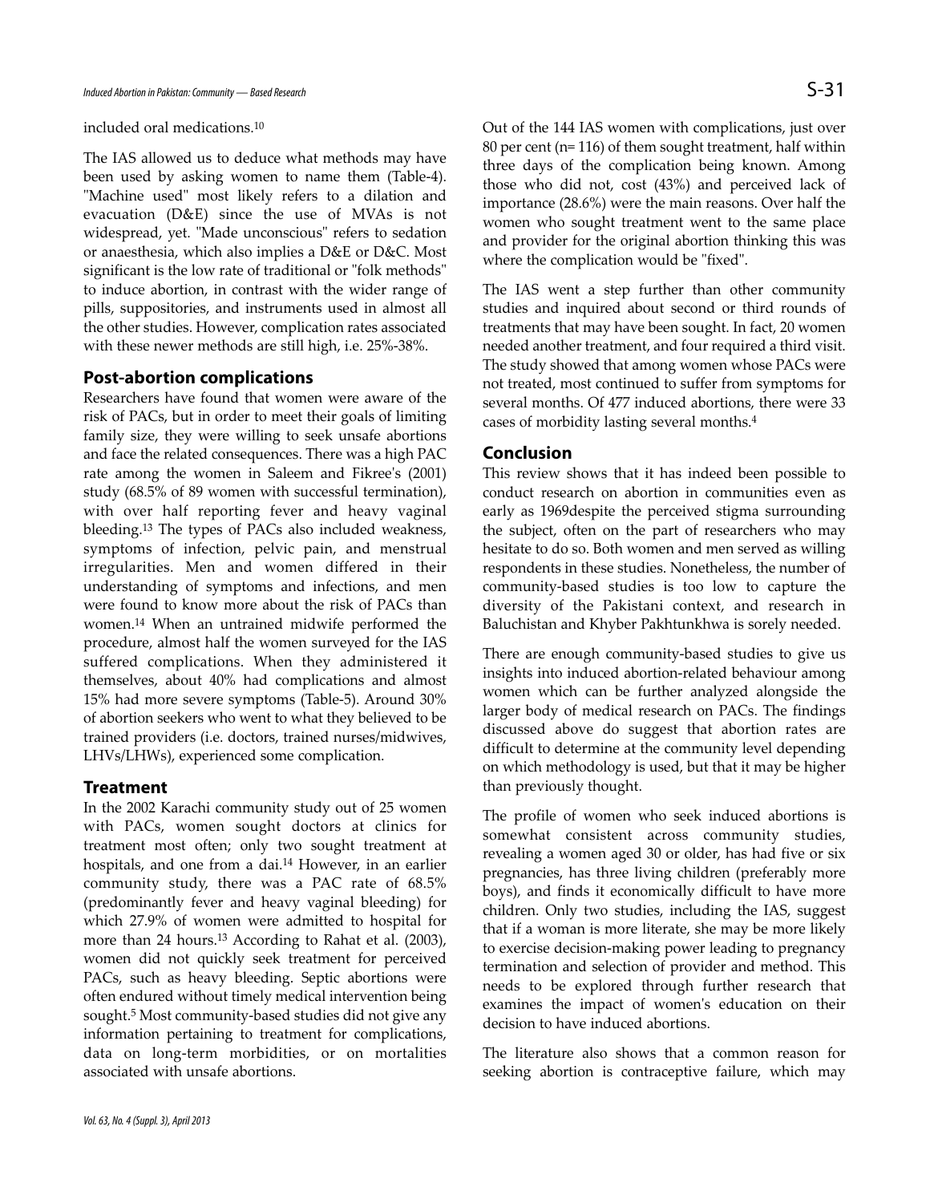included oral medications.[10]

The IAS allowed us to deduce what methods may have been used by asking women to name them (Table-4). "Machine used" most likely refers to a dilation and evacuation (D&E) since the use of MVAs is not widespread, yet. "Made unconscious" refers to sedation or anaesthesia, which also implies a D&E or D&C. Most significant is the low rate of traditional or "folk methods" to induce abortion, in contrast with the wider range of pills, suppositories, and instruments used in almost all the other studies. However, complication rates associated with these newer methods are still high, i.e. 25%-38%.

## Post-abortion complications

Researchers have found that women were aware of the risk of PACs, but in order to meet their goals of limiting family size, they were willing to seek unsafe abortions and face the related consequences. There was a high PAC rate among the women in Saleem and Fikree's (2001) study (68.5% of 89 women with successful termination), with over half reporting fever and heavy vaginal bleeding.[13] The types of PACs also included weakness, symptoms of infection, pelvic pain, and menstrual irregularities. Men and women differed in their understanding of symptoms and infections, and men were found to know more about the risk of PACs than women.[14] When an untrained midwife performed the procedure, almost half the women surveyed for the IAS suffered complications. When they administered it themselves, about 40% had complications and almost 15% had more severe symptoms (Table-5). Around 30% of abortion seekers who went to what they believed to be trained providers (i.e. doctors, trained nurses/midwives, LHVs/LHWs), experienced some complication.

## Treatment

In the 2002 Karachi community study out of 25 women with PACs, women sought doctors at clinics for treatment most often; only two sought treatment at hospitals, and one from a dai.[14] However, in an earlier community study, there was a PAC rate of 68.5% (predominantly fever and heavy vaginal bleeding) for which 27.9% of women were admitted to hospital for more than 24 hours.[13] According to Rahat et al. (2003), women did not quickly seek treatment for perceived PACs, such as heavy bleeding. Septic abortions were often endured without timely medical intervention being sought.[5] Most community-based studies did not give any information pertaining to treatment for complications, data on long-term morbidities, or on mortalities associated with unsafe abortions.

Out of the 144 IAS women with complications, just over 80 per cent (n= 116) of them sought treatment, half within three days of the complication being known. Among those who did not, cost (43%) and perceived lack of importance (28.6%) were the main reasons. Over half the women who sought treatment went to the same place and provider for the original abortion thinking this was where the complication would be "fixed".

The IAS went a step further than other community studies and inquired about second or third rounds of treatments that may have been sought. In fact, 20 women needed another treatment, and four required a third visit. The study showed that among women whose PACs were not treated, most continued to suffer from symptoms for several months. Of 477 induced abortions, there were 33 cases of morbidity lasting several months.[4]

## Conclusion

This review shows that it has indeed been possible to conduct research on abortion in communities even as early as 1969despite the perceived stigma surrounding the subject, often on the part of researchers who may hesitate to do so. Both women and men served as willing respondents in these studies. Nonetheless, the number of community-based studies is too low to capture the diversity of the Pakistani context, and research in Baluchistan and Khyber Pakhtunkhwa is sorely needed.

There are enough community-based studies to give us insights into induced abortion-related behaviour among women which can be further analyzed alongside the larger body of medical research on PACs. The findings discussed above do suggest that abortion rates are difficult to determine at the community level depending on which methodology is used, but that it may be higher than previously thought.

The profile of women who seek induced abortions is somewhat consistent across community studies, revealing a women aged 30 or older, has had five or six pregnancies, has three living children (preferably more boys), and finds it economically difficult to have more children. Only two studies, including the IAS, suggest that if a woman is more literate, she may be more likely to exercise decision-making power leading to pregnancy termination and selection of provider and method. This needs to be explored through further research that examines the impact of women's education on their decision to have induced abortions.

The literature also shows that a common reason for seeking abortion is contraceptive failure, which may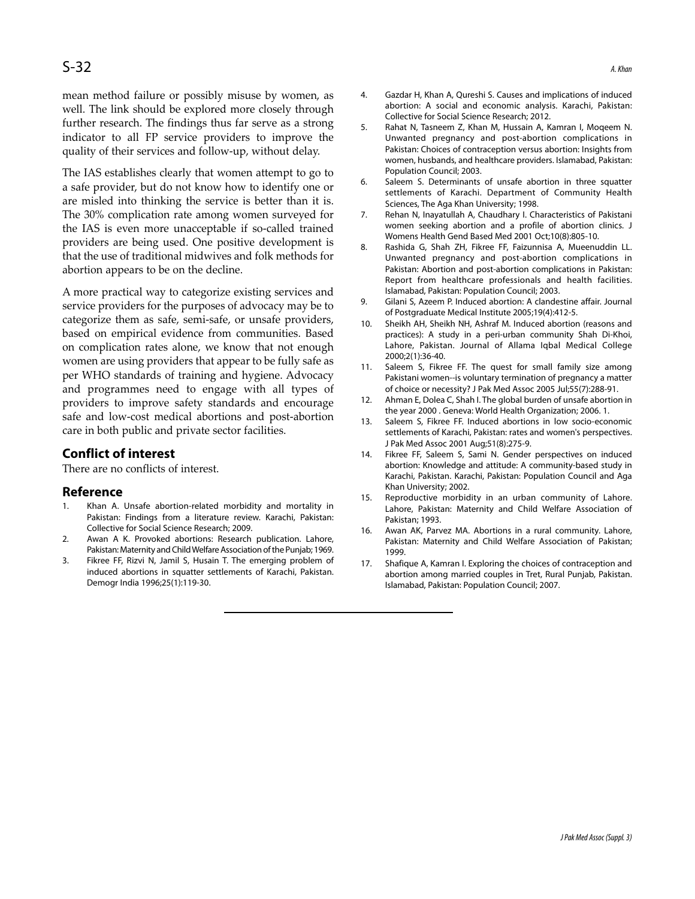mean method failure or possibly misuse by women, as well. The link should be explored more closely through further research. The findings thus far serve as a strong indicator to all FP service providers to improve the quality of their services and follow-up, without delay.

The IAS establishes clearly that women attempt to go to a safe provider, but do not know how to identify one or are misled into thinking the service is better than it is. The 30% complication rate among women surveyed for the IAS is even more unacceptable if so-called trained providers are being used. One positive development is that the use of traditional midwives and folk methods for abortion appears to be on the decline.

A more practical way to categorize existing services and service providers for the purposes of advocacy may be to categorize them as safe, semi-safe, or unsafe providers, based on empirical evidence from communities. Based on complication rates alone, we know that not enough women are using providers that appear to be fully safe as per WHO standards of training and hygiene. Advocacy and programmes need to engage with all types of providers to improve safety standards and encourage safe and low-cost medical abortions and post-abortion care in both public and private sector facilities.

## Conflict of interest

There are no conflicts of interest.

## Reference

1. Khan A. Unsafe abortion-related morbidity and mortality in Pakistan: Findings from a literature review. Karachi, Pakistan: Collective for Social Science Research; 2009.
2. Awan A K. Provoked abortions: Research publication. Lahore, Pakistan: Maternity and Child Welfare Association of the Punjab; 1969.
3. Fikree FF, Rizvi N, Jamil S, Husain T. The emerging problem of induced abortions in squatter settlements of Karachi, Pakistan. Demogr India 1996;25(1):119-30.
4. Gazdar H, Khan A, Qureshi S. Causes and implications of induced abortion: A social and economic analysis. Karachi, Pakistan: Collective for Social Science Research; 2012.
5. Rahat N, Tasneem Z, Khan M, Hussain A, Kamran I, Moqeem N. Unwanted pregnancy and post-abortion complications in Pakistan: Choices of contraception versus abortion: Insights from women, husbands, and healthcare providers. Islamabad, Pakistan: Population Council; 2003.
6. Saleem S. Determinants of unsafe abortion in three squatter settlements of Karachi. Department of Community Health Sciences, The Aga Khan University; 1998.
7. Rehan N, Inayatullah A, Chaudhary I. Characteristics of Pakistani women seeking abortion and a profile of abortion clinics. J Womens Health Gend Based Med 2001 Oct;10(8):805-10.
8. Rashida G, Shah ZH, Fikree FF, Faizunnisa A, Mueenuddin LL. Unwanted pregnancy and post-abortion complications in Pakistan: Abortion and post-abortion complications in Pakistan: Report from healthcare professionals and health facilities. Islamabad, Pakistan: Population Council; 2003.
9. Gilani S, Azeem P. Induced abortion: A clandestine affair. Journal of Postgraduate Medical Institute 2005;19(4):412-5.
10. Sheikh AH, Sheikh NH, Ashraf M. Induced abortion (reasons and practices): A study in a peri-urban community Shah Di-Khoi, Lahore, Pakistan. Journal of Allama Iqbal Medical College 2000;2(1):36-40.
11. Saleem S, Fikree FF. The quest for small family size among Pakistani women--is voluntary termination of pregnancy a matter of choice or necessity? J Pak Med Assoc 2005 Jul;55(7):288-91.
12. Ahman E, Dolea C, Shah I. The global burden of unsafe abortion in the year 2000 . Geneva: World Health Organization; 2006. 1.
13. Saleem S, Fikree FF. Induced abortions in low socio-economic settlements of Karachi, Pakistan: rates and women's perspectives. J Pak Med Assoc 2001 Aug;51(8):275-9.
14. Fikree FF, Saleem S, Sami N. Gender perspectives on induced abortion: Knowledge and attitude: A community-based study in Karachi, Pakistan. Karachi, Pakistan: Population Council and Aga Khan University; 2002.
15. Reproductive morbidity in an urban community of Lahore. Lahore, Pakistan: Maternity and Child Welfare Association of Pakistan; 1993.
16. Awan AK, Parvez MA. Abortions in a rural community. Lahore, Pakistan: Maternity and Child Welfare Association of Pakistan; 1999.
17. Shafique A, Kamran I. Exploring the choices of contraception and abortion among married couples in Tret, Rural Punjab, Pakistan. Islamabad, Pakistan: Population Council; 2007.